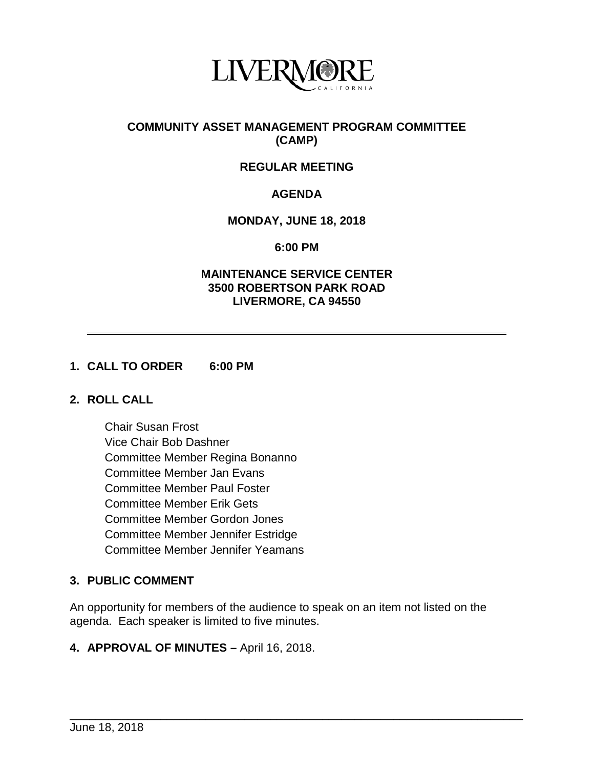LIVERMORE
CALIFORNIA

# COMMUNITY ASSET MANAGEMENT PROGRAM COMMITTEE (CAMP)

## REGULAR MEETING

## AGENDA

**MONDAY, JUNE 18, 2018**

**6:00 PM**

**MAINTENANCE SERVICE CENTER**
**3500 ROBERTSON PARK ROAD**
**LIVERMORE, CA 94550**

---

### 1. CALL TO ORDER 6:00 PM

### 2. ROLL CALL

Chair Susan Frost
Vice Chair Bob Dashner
Committee Member Regina Bonanno
Committee Member Jan Evans
Committee Member Paul Foster
Committee Member Erik Gets
Committee Member Gordon Jones
Committee Member Jennifer Estridge
Committee Member Jennifer Yeamans

### 3. PUBLIC COMMENT

An opportunity for members of the audience to speak on an item not listed on the agenda. Each speaker is limited to five minutes.

**4. APPROVAL OF MINUTES –** April 16, 2018.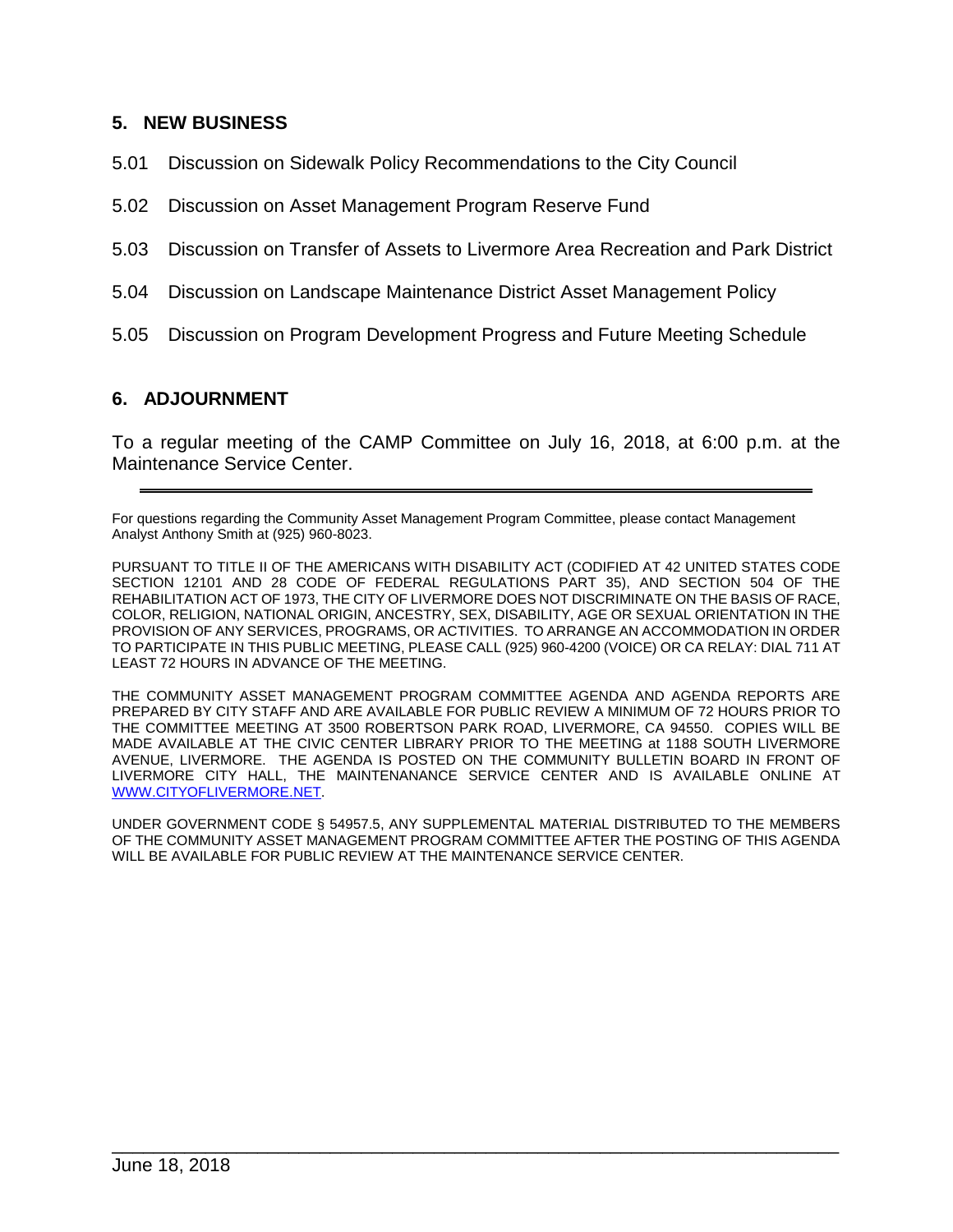## 5. NEW BUSINESS

5.01 Discussion on Sidewalk Policy Recommendations to the City Council

5.02 Discussion on Asset Management Program Reserve Fund

5.03 Discussion on Transfer of Assets to Livermore Area Recreation and Park District

5.04 Discussion on Landscape Maintenance District Asset Management Policy

5.05 Discussion on Program Development Progress and Future Meeting Schedule

## 6. ADJOURNMENT

To a regular meeting of the CAMP Committee on July 16, 2018, at 6:00 p.m. at the Maintenance Service Center.

---

For questions regarding the Community Asset Management Program Committee, please contact Management Analyst Anthony Smith at (925) 960-8023.

PURSUANT TO TITLE II OF THE AMERICANS WITH DISABILITY ACT (CODIFIED AT 42 UNITED STATES CODE SECTION 12101 AND 28 CODE OF FEDERAL REGULATIONS PART 35), AND SECTION 504 OF THE REHABILITATION ACT OF 1973, THE CITY OF LIVERMORE DOES NOT DISCRIMINATE ON THE BASIS OF RACE, COLOR, RELIGION, NATIONAL ORIGIN, ANCESTRY, SEX, DISABILITY, AGE OR SEXUAL ORIENTATION IN THE PROVISION OF ANY SERVICES, PROGRAMS, OR ACTIVITIES. TO ARRANGE AN ACCOMMODATION IN ORDER TO PARTICIPATE IN THIS PUBLIC MEETING, PLEASE CALL (925) 960-4200 (VOICE) OR CA RELAY: DIAL 711 AT LEAST 72 HOURS IN ADVANCE OF THE MEETING.

THE COMMUNITY ASSET MANAGEMENT PROGRAM COMMITTEE AGENDA AND AGENDA REPORTS ARE PREPARED BY CITY STAFF AND ARE AVAILABLE FOR PUBLIC REVIEW A MINIMUM OF 72 HOURS PRIOR TO THE COMMITTEE MEETING AT 3500 ROBERTSON PARK ROAD, LIVERMORE, CA 94550. COPIES WILL BE MADE AVAILABLE AT THE CIVIC CENTER LIBRARY PRIOR TO THE MEETING at 1188 SOUTH LIVERMORE AVENUE, LIVERMORE. THE AGENDA IS POSTED ON THE COMMUNITY BULLETIN BOARD IN FRONT OF LIVERMORE CITY HALL, THE MAINTENANANCE SERVICE CENTER AND IS AVAILABLE ONLINE AT WWW.CITYOFLIVERMORE.NET.

UNDER GOVERNMENT CODE § 54957.5, ANY SUPPLEMENTAL MATERIAL DISTRIBUTED TO THE MEMBERS OF THE COMMUNITY ASSET MANAGEMENT PROGRAM COMMITTEE AFTER THE POSTING OF THIS AGENDA WILL BE AVAILABLE FOR PUBLIC REVIEW AT THE MAINTENANCE SERVICE CENTER.

June 18, 2018